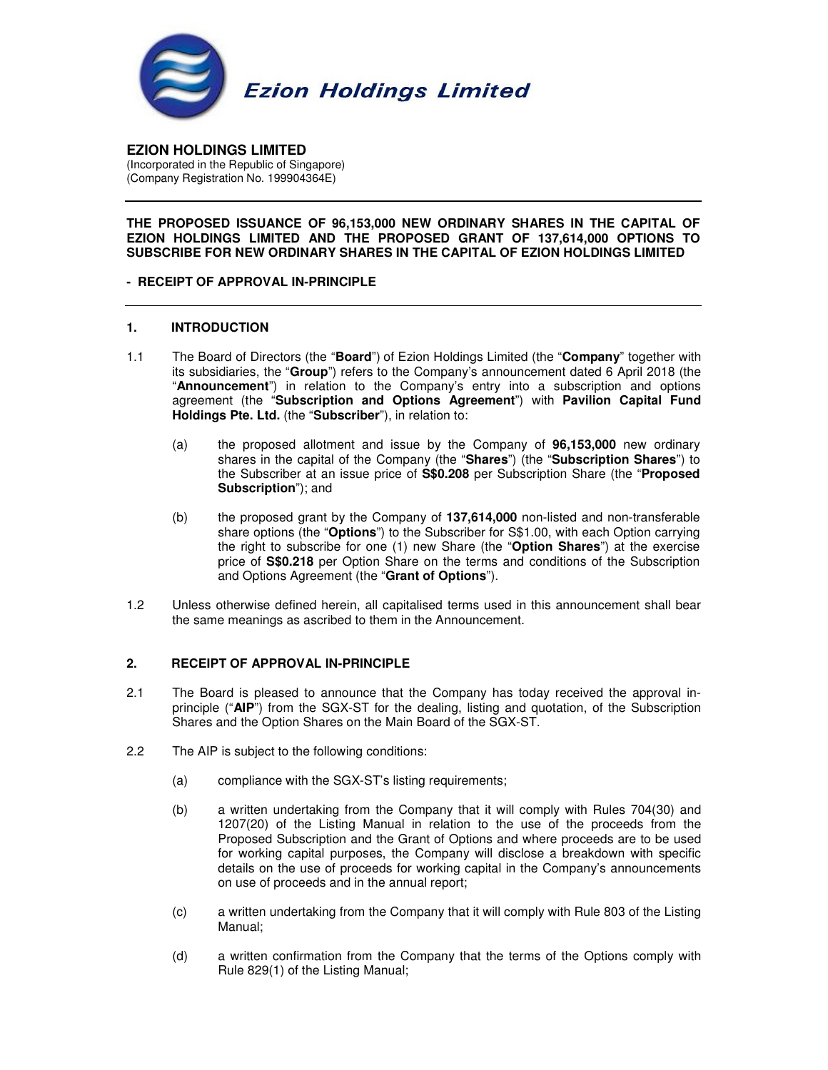Ezion Holdings Limited

**EZION HOLDINGS LIMITED**
(Incorporated in the Republic of Singapore)
(Company Registration No. 199904364E)

---

**THE PROPOSED ISSUANCE OF 96,153,000 NEW ORDINARY SHARES IN THE CAPITAL OF EZION HOLDINGS LIMITED AND THE PROPOSED GRANT OF 137,614,000 OPTIONS TO SUBSCRIBE FOR NEW ORDINARY SHARES IN THE CAPITAL OF EZION HOLDINGS LIMITED**

**- RECEIPT OF APPROVAL IN-PRINCIPLE**

---

## 1. INTRODUCTION

1.1 The Board of Directors (the "**Board**") of Ezion Holdings Limited (the "**Company**" together with its subsidiaries, the "**Group**") refers to the Company's announcement dated 6 April 2018 (the "**Announcement**") in relation to the Company's entry into a subscription and options agreement (the "**Subscription and Options Agreement**") with **Pavilion Capital Fund Holdings Pte. Ltd.** (the "**Subscriber**"), in relation to:

(a) the proposed allotment and issue by the Company of **96,153,000** new ordinary shares in the capital of the Company (the "**Shares**") (the "**Subscription Shares**") to the Subscriber at an issue price of **S$0.208** per Subscription Share (the "**Proposed Subscription**"); and

(b) the proposed grant by the Company of **137,614,000** non-listed and non-transferable share options (the "**Options**") to the Subscriber for S$1.00, with each Option carrying the right to subscribe for one (1) new Share (the "**Option Shares**") at the exercise price of **S$0.218** per Option Share on the terms and conditions of the Subscription and Options Agreement (the "**Grant of Options**").

1.2 Unless otherwise defined herein, all capitalised terms used in this announcement shall bear the same meanings as ascribed to them in the Announcement.

## 2. RECEIPT OF APPROVAL IN-PRINCIPLE

2.1 The Board is pleased to announce that the Company has today received the approval in-principle ("**AIP**") from the SGX-ST for the dealing, listing and quotation, of the Subscription Shares and the Option Shares on the Main Board of the SGX-ST.

2.2 The AIP is subject to the following conditions:

(a) compliance with the SGX-ST's listing requirements;

(b) a written undertaking from the Company that it will comply with Rules 704(30) and 1207(20) of the Listing Manual in relation to the use of the proceeds from the Proposed Subscription and the Grant of Options and where proceeds are to be used for working capital purposes, the Company will disclose a breakdown with specific details on the use of proceeds for working capital in the Company's announcements on use of proceeds and in the annual report;

(c) a written undertaking from the Company that it will comply with Rule 803 of the Listing Manual;

(d) a written confirmation from the Company that the terms of the Options comply with Rule 829(1) of the Listing Manual;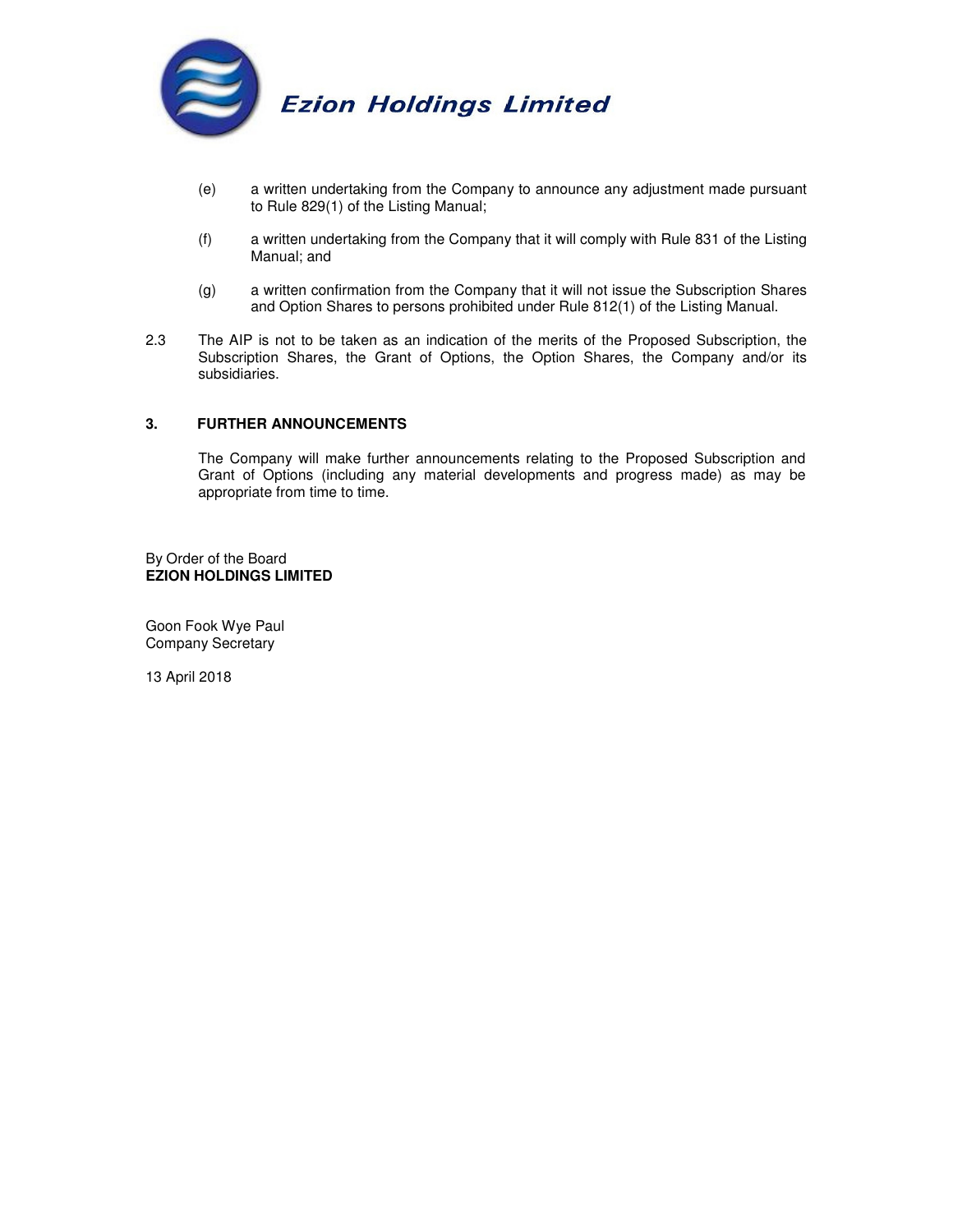(e) a written undertaking from the Company to announce any adjustment made pursuant to Rule 829(1) of the Listing Manual;

(f) a written undertaking from the Company that it will comply with Rule 831 of the Listing Manual; and

(g) a written confirmation from the Company that it will not issue the Subscription Shares and Option Shares to persons prohibited under Rule 812(1) of the Listing Manual.

2.3 The AIP is not to be taken as an indication of the merits of the Proposed Subscription, the Subscription Shares, the Grant of Options, the Option Shares, the Company and/or its subsidiaries.

## 3. FURTHER ANNOUNCEMENTS

The Company will make further announcements relating to the Proposed Subscription and Grant of Options (including any material developments and progress made) as may be appropriate from time to time.

By Order of the Board
**EZION HOLDINGS LIMITED**

Goon Fook Wye Paul
Company Secretary

13 April 2018